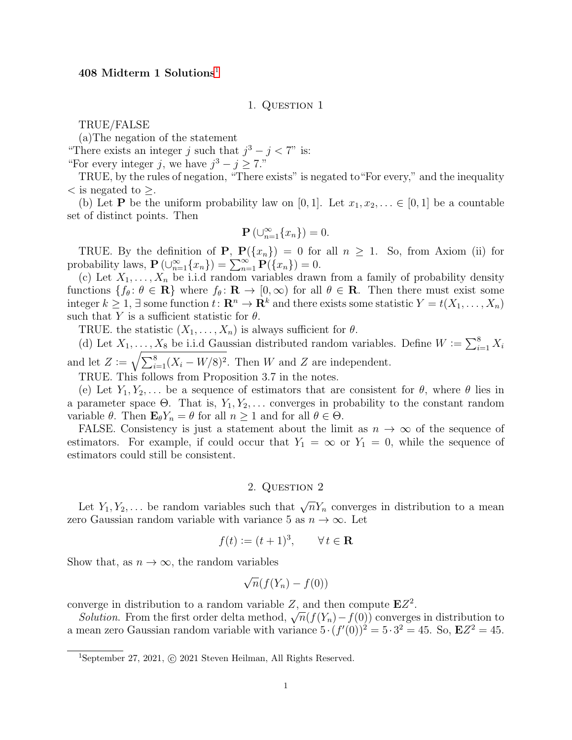**408 Midterm 1 Solutions**[1]

## 1. Question 1

TRUE/FALSE

(a)The negation of the statement

"There exists an integer $j$ such that $j^3 - j < 7$" is:

"For every integer $j$, we have $j^3 - j \geq 7$."

TRUE, by the rules of negation, "There exists" is negated to"For every," and the inequality $<$ is negated to $\geq$.

(b) Let $\mathbf{P}$ be the uniform probability law on $[0,1]$. Let $x_1, x_2, \ldots \in [0,1]$ be a countable set of distinct points. Then

$$\mathbf{P}\left(\cup_{n=1}^{\infty}\{x_n\}\right) = 0.$$

TRUE. By the definition of $\mathbf{P}$, $\mathbf{P}(\{x_n\}) = 0$ for all $n \geq 1$. So, from Axiom (ii) for probability laws, $\mathbf{P}\left(\cup_{n=1}^{\infty}\{x_n\}\right) = \sum_{n=1}^{\infty}\mathbf{P}(\{x_n\}) = 0$.

(c) Let $X_1, \ldots, X_n$ be i.i.d random variables drawn from a family of probability density functions $\{f_\theta : \theta \in \mathbf{R}\}$ where $f_\theta : \mathbf{R} \to [0, \infty)$ for all $\theta \in \mathbf{R}$. Then there must exist some integer $k \geq 1$, $\exists$ some function $t : \mathbf{R}^n \to \mathbf{R}^k$ and there exists some statistic $Y = t(X_1, \ldots, X_n)$ such that $Y$ is a sufficient statistic for $\theta$.

TRUE. the statistic $(X_1, \ldots, X_n)$ is always sufficient for $\theta$.

(d) Let $X_1, \ldots, X_8$ be i.i.d Gaussian distributed random variables. Define $W := \sum_{i=1}^{8} X_i$ and let $Z := \sqrt{\sum_{i=1}^{8}(X_i - W/8)^2}$. Then $W$ and $Z$ are independent.

TRUE. This follows from Proposition 3.7 in the notes.

(e) Let $Y_1, Y_2, \ldots$ be a sequence of estimators that are consistent for $\theta$, where $\theta$ lies in a parameter space $\Theta$. That is, $Y_1, Y_2, \ldots$ converges in probability to the constant random variable $\theta$. Then $\mathbf{E}_\theta Y_n = \theta$ for all $n \geq 1$ and for all $\theta \in \Theta$.

FALSE. Consistency is just a statement about the limit as $n \to \infty$ of the sequence of estimators. For example, if could occur that $Y_1 = \infty$ or $Y_1 = 0$, while the sequence of estimators could still be consistent.

## 2. Question 2

Let $Y_1, Y_2, \ldots$ be random variables such that $\sqrt{n}Y_n$ converges in distribution to a mean zero Gaussian random variable with variance 5 as $n \to \infty$. Let

$$f(t) := (t+1)^3, \qquad \forall\, t \in \mathbf{R}$$

Show that, as $n \to \infty$, the random variables

$$\sqrt{n}(f(Y_n) - f(0))$$

converge in distribution to a random variable $Z$, and then compute $\mathbf{E}Z^2$.

*Solution.* From the first order delta method, $\sqrt{n}(f(Y_n) - f(0))$ converges in distribution to a mean zero Gaussian random variable with variance $5 \cdot (f'(0))^2 = 5 \cdot 3^2 = 45$. So, $\mathbf{E}Z^2 = 45$.

[1] September 27, 2021, © 2021 Steven Heilman, All Rights Reserved.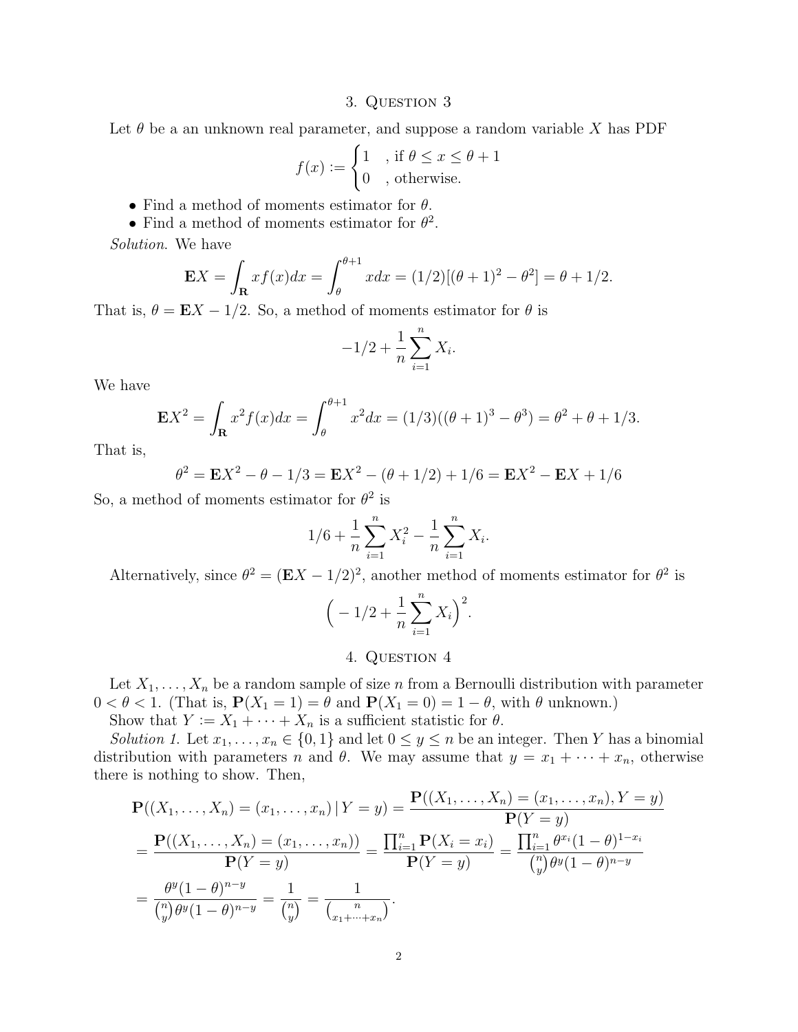## 3. Question 3

Let $\theta$ be a an unknown real parameter, and suppose a random variable $X$ has PDF

$$f(x) := \begin{cases} 1 & \text{, if } \theta \leq x \leq \theta + 1 \\ 0 & \text{, otherwise.} \end{cases}$$

- Find a method of moments estimator for $\theta$.
- Find a method of moments estimator for $\theta^2$.

*Solution.* We have

$$\mathbf{E}X = \int_{\mathbf{R}} x f(x) dx = \int_{\theta}^{\theta+1} x dx = (1/2)[(\theta+1)^2 - \theta^2] = \theta + 1/2.$$

That is, $\theta = \mathbf{E}X - 1/2$. So, a method of moments estimator for $\theta$ is

$$-1/2 + \frac{1}{n}\sum_{i=1}^{n} X_i.$$

We have

$$\mathbf{E}X^2 = \int_{\mathbf{R}} x^2 f(x) dx = \int_{\theta}^{\theta+1} x^2 dx = (1/3)((\theta+1)^3 - \theta^3) = \theta^2 + \theta + 1/3.$$

That is,

$$\theta^2 = \mathbf{E}X^2 - \theta - 1/3 = \mathbf{E}X^2 - (\theta + 1/2) + 1/6 = \mathbf{E}X^2 - \mathbf{E}X + 1/6$$

So, a method of moments estimator for $\theta^2$ is

$$1/6 + \frac{1}{n}\sum_{i=1}^{n} X_i^2 - \frac{1}{n}\sum_{i=1}^{n} X_i.$$

Alternatively, since $\theta^2 = (\mathbf{E}X - 1/2)^2$, another method of moments estimator for $\theta^2$ is

$$\Big( -1/2 + \frac{1}{n}\sum_{i=1}^{n} X_i \Big)^2.$$

## 4. Question 4

Let $X_1, \ldots, X_n$ be a random sample of size $n$ from a Bernoulli distribution with parameter $0 < \theta < 1$. (That is, $\mathbf{P}(X_1 = 1) = \theta$ and $\mathbf{P}(X_1 = 0) = 1 - \theta$, with $\theta$ unknown.)

Show that $Y := X_1 + \cdots + X_n$ is a sufficient statistic for $\theta$.

*Solution 1.* Let $x_1, \ldots, x_n \in \{0, 1\}$ and let $0 \leq y \leq n$ be an integer. Then $Y$ has a binomial distribution with parameters $n$ and $\theta$. We may assume that $y = x_1 + \cdots + x_n$, otherwise there is nothing to show. Then,

$$\begin{aligned}
\mathbf{P}((X_1, \ldots, X_n) = (x_1, \ldots, x_n) \,|\, Y = y) &= \frac{\mathbf{P}((X_1, \ldots, X_n) = (x_1, \ldots, x_n), Y = y)}{\mathbf{P}(Y = y)} \\
= \frac{\mathbf{P}((X_1, \ldots, X_n) = (x_1, \ldots, x_n))}{\mathbf{P}(Y = y)} &= \frac{\prod_{i=1}^{n} \mathbf{P}(X_i = x_i)}{\mathbf{P}(Y = y)} = \frac{\prod_{i=1}^{n} \theta^{x_i}(1-\theta)^{1-x_i}}{\binom{n}{y}\theta^y(1-\theta)^{n-y}} \\
= \frac{\theta^y(1-\theta)^{n-y}}{\binom{n}{y}\theta^y(1-\theta)^{n-y}} &= \frac{1}{\binom{n}{y}} = \frac{1}{\binom{n}{x_1+\cdots+x_n}}.
\end{aligned}$$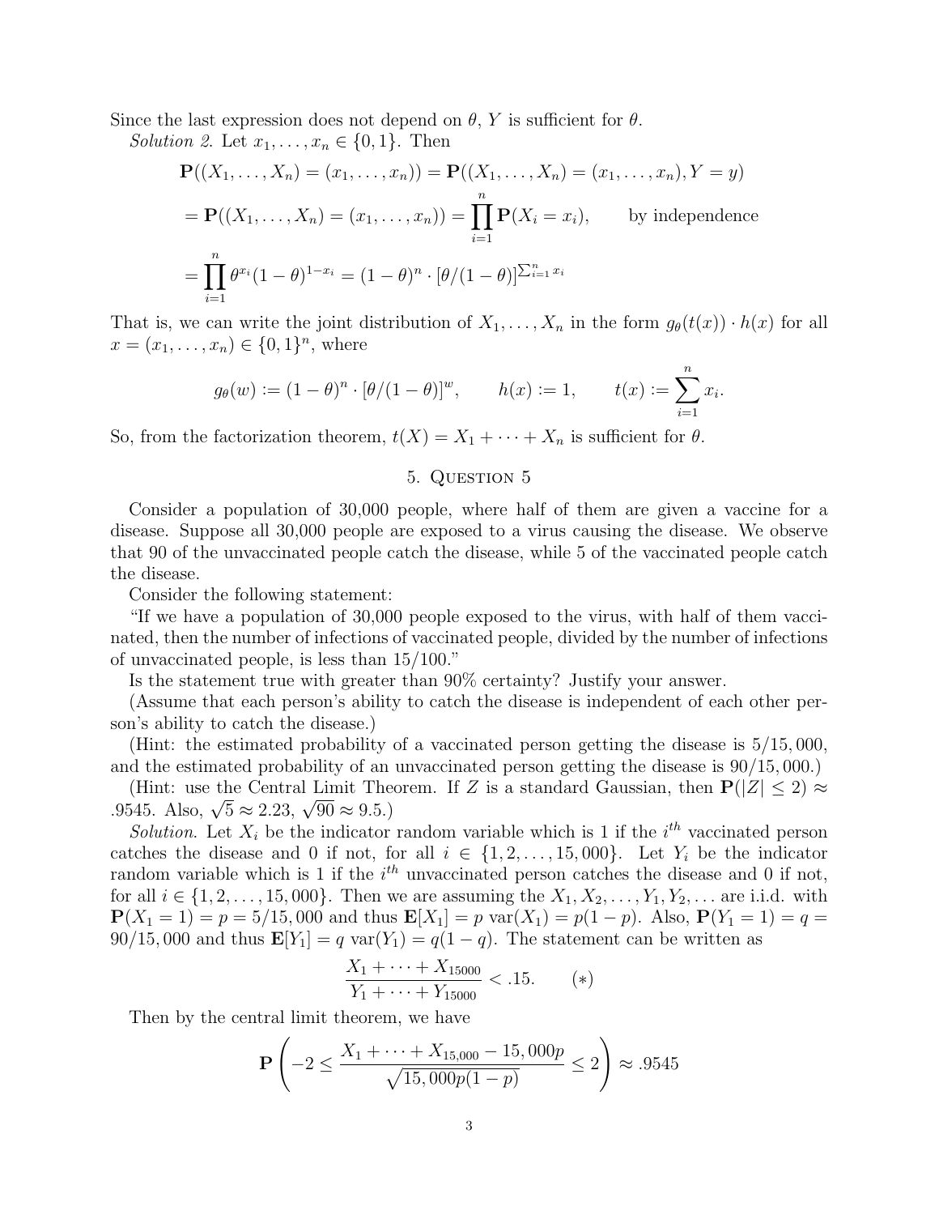Since the last expression does not depend on $\theta$, $Y$ is sufficient for $\theta$.

*Solution 2.* Let $x_1, \ldots, x_n \in \{0, 1\}$. Then

$$\mathbf{P}((X_1, \ldots, X_n) = (x_1, \ldots, x_n)) = \mathbf{P}((X_1, \ldots, X_n) = (x_1, \ldots, x_n), Y = y)$$

$$= \mathbf{P}((X_1, \ldots, X_n) = (x_1, \ldots, x_n)) = \prod_{i=1}^{n} \mathbf{P}(X_i = x_i), \qquad \text{by independence}$$

$$= \prod_{i=1}^{n} \theta^{x_i}(1-\theta)^{1-x_i} = (1-\theta)^n \cdot [\theta/(1-\theta)]^{\sum_{i=1}^{n} x_i}$$

That is, we can write the joint distribution of $X_1, \ldots, X_n$ in the form $g_\theta(t(x)) \cdot h(x)$ for all $x = (x_1, \ldots, x_n) \in \{0, 1\}^n$, where

$$g_\theta(w) := (1-\theta)^n \cdot [\theta/(1-\theta)]^w, \qquad h(x) := 1, \qquad t(x) := \sum_{i=1}^{n} x_i.$$

So, from the factorization theorem, $t(X) = X_1 + \cdots + X_n$ is sufficient for $\theta$.

## 5. Question 5

Consider a population of 30,000 people, where half of them are given a vaccine for a disease. Suppose all 30,000 people are exposed to a virus causing the disease. We observe that 90 of the unvaccinated people catch the disease, while 5 of the vaccinated people catch the disease.

Consider the following statement:

"If we have a population of 30,000 people exposed to the virus, with half of them vaccinated, then the number of infections of vaccinated people, divided by the number of infections of unvaccinated people, is less than 15/100."

Is the statement true with greater than 90% certainty? Justify your answer.

(Assume that each person's ability to catch the disease is independent of each other person's ability to catch the disease.)

(Hint: the estimated probability of a vaccinated person getting the disease is 5/15,000, and the estimated probability of an unvaccinated person getting the disease is 90/15,000.)

(Hint: use the Central Limit Theorem. If $Z$ is a standard Gaussian, then $\mathbf{P}(|Z| \leq 2) \approx .9545$. Also, $\sqrt{5} \approx 2.23$, $\sqrt{90} \approx 9.5$.)

*Solution.* Let $X_i$ be the indicator random variable which is 1 if the $i^{th}$ vaccinated person catches the disease and 0 if not, for all $i \in \{1, 2, \ldots, 15,000\}$. Let $Y_i$ be the indicator random variable which is 1 if the $i^{th}$ unvaccinated person catches the disease and 0 if not, for all $i \in \{1, 2, \ldots, 15,000\}$. Then we are assuming the $X_1, X_2, \ldots, Y_1, Y_2, \ldots$ are i.i.d. with $\mathbf{P}(X_1 = 1) = p = 5/15,000$ and thus $\mathbf{E}[X_1] = p$ $\text{var}(X_1) = p(1-p)$. Also, $\mathbf{P}(Y_1 = 1) = q = 90/15,000$ and thus $\mathbf{E}[Y_1] = q$ $\text{var}(Y_1) = q(1-q)$. The statement can be written as

$$\frac{X_1 + \cdots + X_{15000}}{Y_1 + \cdots + Y_{15000}} < .15. \qquad (*)$$

Then by the central limit theorem, we have

$$\mathbf{P}\left(-2 \leq \frac{X_1 + \cdots + X_{15,000} - 15,000p}{\sqrt{15,000p(1-p)}} \leq 2\right) \approx .9545$$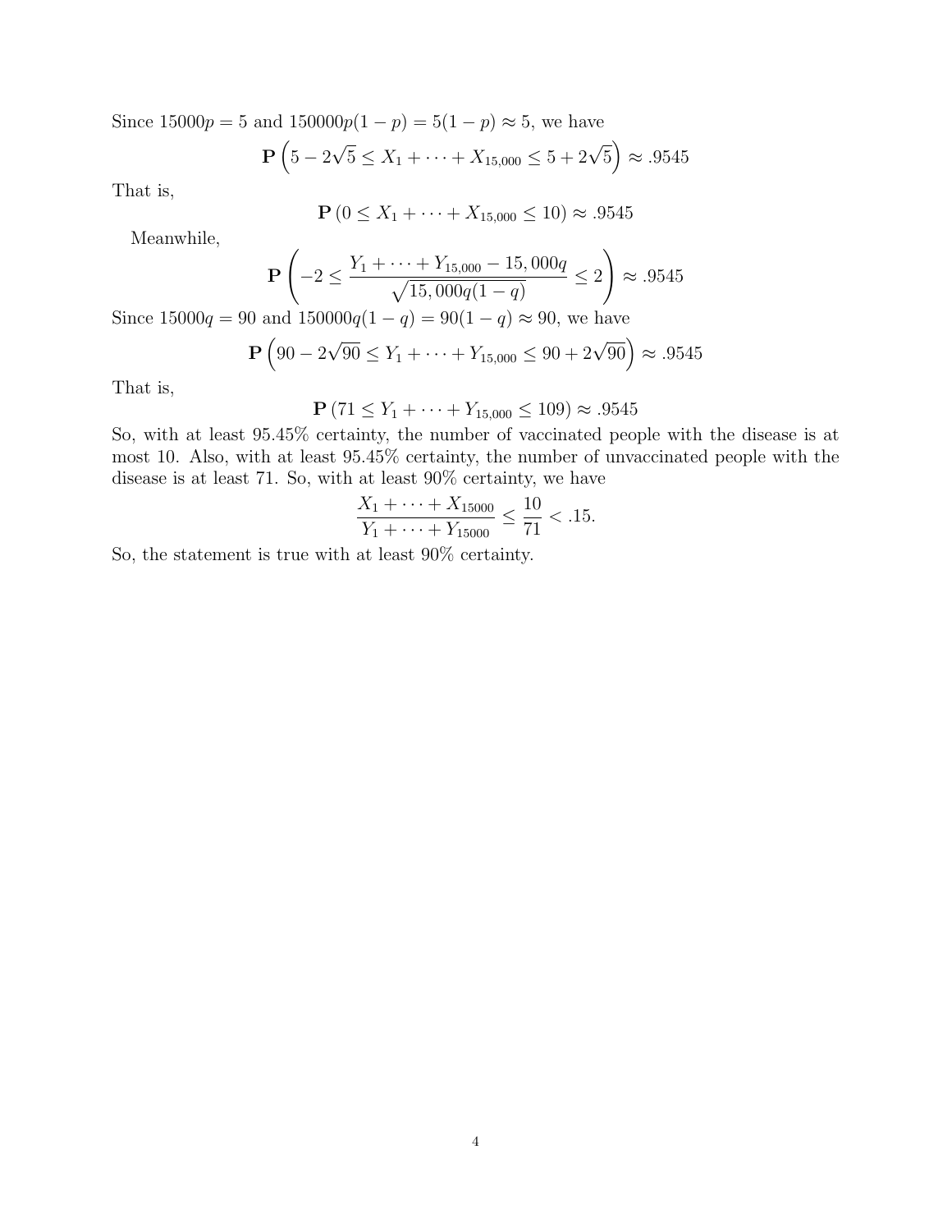Since $15000p = 5$ and $150000p(1-p) = 5(1-p) \approx 5$, we have

$$\mathbf{P}\left(5 - 2\sqrt{5} \leq X_1 + \cdots + X_{15,000} \leq 5 + 2\sqrt{5}\right) \approx .9545$$

That is,

$$\mathbf{P}\left(0 \leq X_1 + \cdots + X_{15,000} \leq 10\right) \approx .9545$$

Meanwhile,

$$\mathbf{P}\left(-2 \leq \frac{Y_1 + \cdots + Y_{15,000} - 15,000q}{\sqrt{15,000q(1-q)}} \leq 2\right) \approx .9545$$

Since $15000q = 90$ and $150000q(1-q) = 90(1-q) \approx 90$, we have

$$\mathbf{P}\left(90 - 2\sqrt{90} \leq Y_1 + \cdots + Y_{15,000} \leq 90 + 2\sqrt{90}\right) \approx .9545$$

That is,

$$\mathbf{P}\left(71 \leq Y_1 + \cdots + Y_{15,000} \leq 109\right) \approx .9545$$

So, with at least 95.45% certainty, the number of vaccinated people with the disease is at most 10. Also, with at least 95.45% certainty, the number of unvaccinated people with the disease is at least 71. So, with at least 90% certainty, we have

$$\frac{X_1 + \cdots + X_{15000}}{Y_1 + \cdots + Y_{15000}} \leq \frac{10}{71} < .15.$$

So, the statement is true with at least 90% certainty.